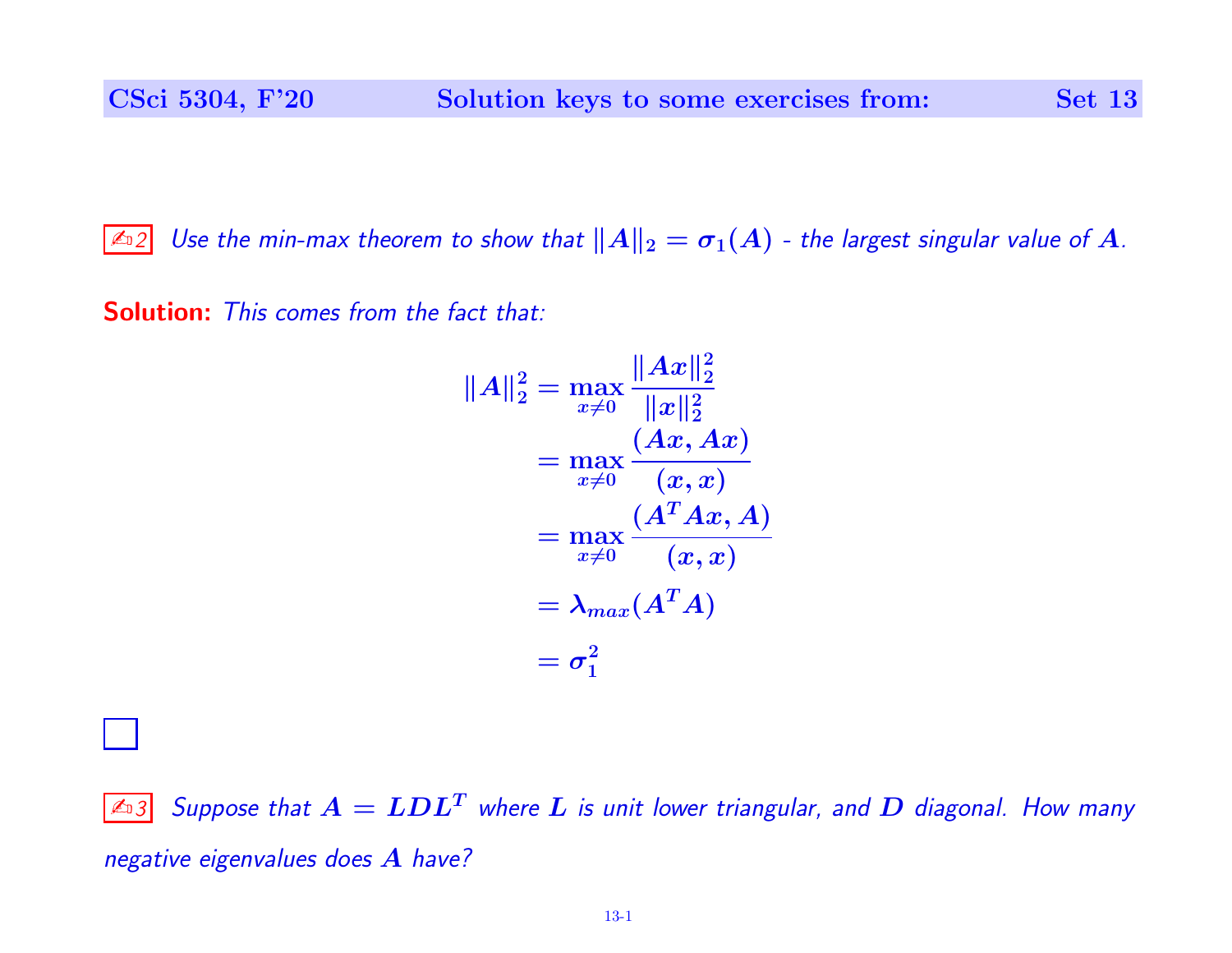**Solution keys to some exercises from: Set 13**

✍2 *Use the min-max theorem to show that $\|A\|_2 = \sigma_1(A)$ - the largest singular value of $A$.*

**Solution:** *This comes from the fact that:*

$$
\begin{aligned}
\|A\|_2^2 &= \max_{x \neq 0} \frac{\|Ax\|_2^2}{\|x\|_2^2} \\
&= \max_{x \neq 0} \frac{(Ax, Ax)}{(x, x)} \\
&= \max_{x \neq 0} \frac{(A^T Ax, A)}{(x, x)} \\
&= \lambda_{max}(A^T A) \\
&= \sigma_1^2
\end{aligned}
$$

☐

✍3 *Suppose that $A = LDL^T$ where $L$ is unit lower triangular, and $D$ diagonal. How many negative eigenvalues does $A$ have?*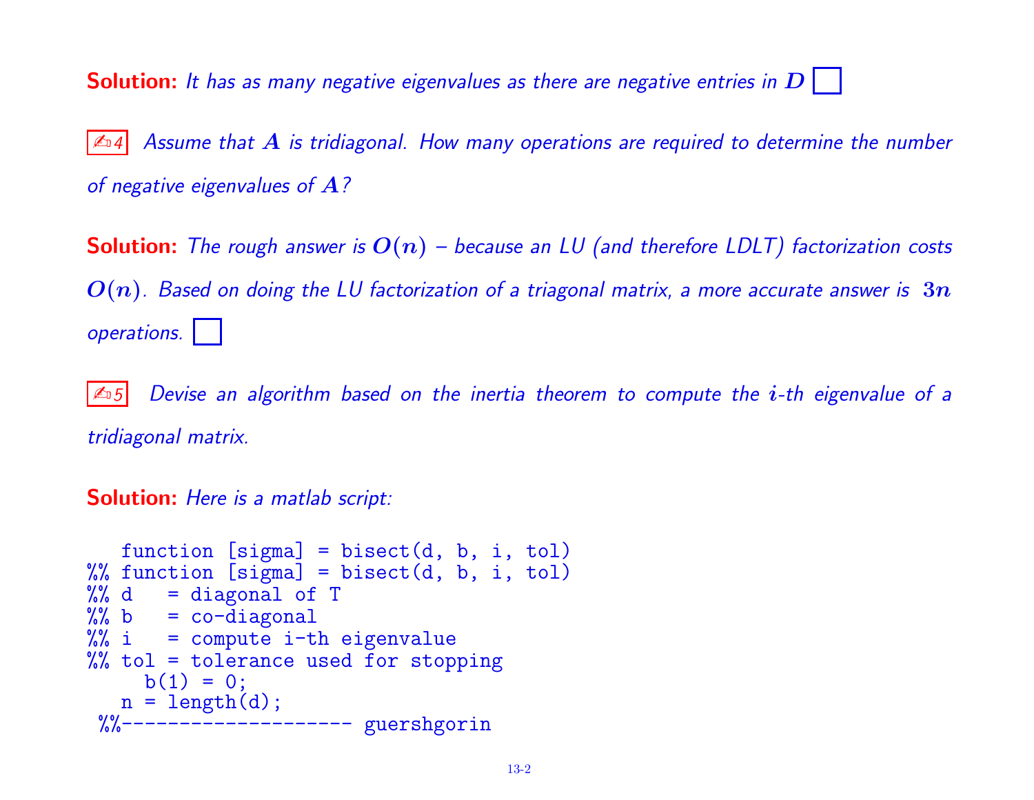**Solution:** *It has as many negative eigenvalues as there are negative entries in $D$* ☐

✍ 4 *Assume that $A$ is tridiagonal. How many operations are required to determine the number of negative eigenvalues of $A$?*

**Solution:** *The rough answer is $O(n)$ – because an LU (and therefore LDLT) factorization costs $O(n)$. Based on doing the LU factorization of a triagonal matrix, a more accurate answer is $3n$ operations.* ☐

✍ 5 *Devise an algorithm based on the inertia theorem to compute the $i$-th eigenvalue of a tridiagonal matrix.*

**Solution:** *Here is a matlab script:*

```
   function [sigma] = bisect(d, b, i, tol)
%% function [sigma] = bisect(d, b, i, tol)
%% d   = diagonal of T
%% b   = co-diagonal
%% i   = compute i-th eigenvalue
%% tol = tolerance used for stopping
     b(1) = 0;
   n = length(d);
 %%-------------------- guershgorin
```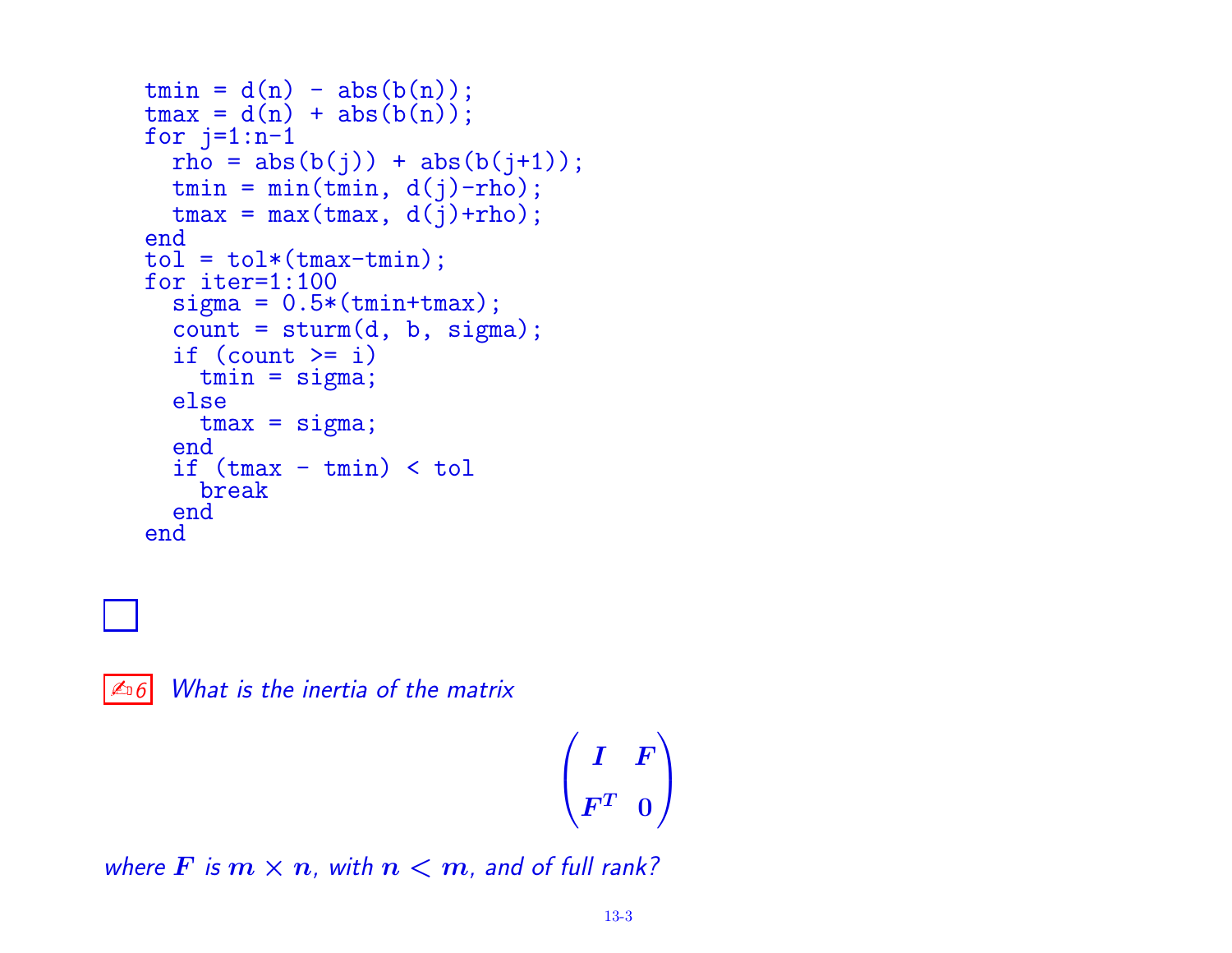```
tmin = d(n) - abs(b(n));
tmax = d(n) + abs(b(n));
for j=1:n-1
  rho = abs(b(j)) + abs(b(j+1));
  tmin = min(tmin, d(j)-rho);
  tmax = max(tmax, d(j)+rho);
end
tol = tol*(tmax-tmin);
for iter=1:100
  sigma = 0.5*(tmin+tmax);
  count = sturm(d, b, sigma);
  if (count >= i)
    tmin = sigma;
  else
    tmax = sigma;
  end
  if (tmax - tmin) < tol
    break
  end
end
```

□

✍6 *What is the inertia of the matrix*

$$\begin{pmatrix} I & F \\ F^T & 0 \end{pmatrix}$$

*where $F$ is $m \times n$, with $n < m$, and of full rank?*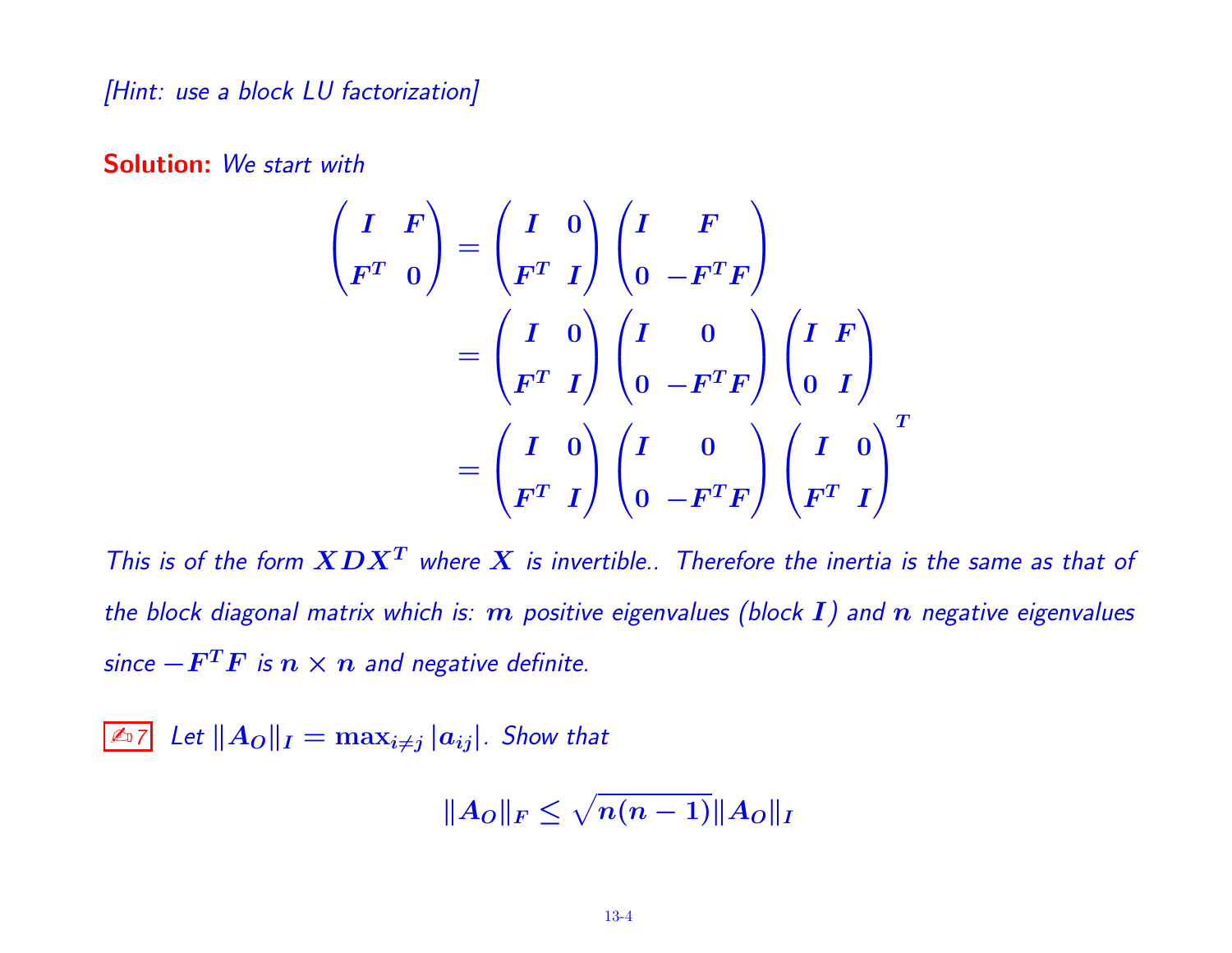*[Hint: use a block LU factorization]*

**Solution:** *We start with*

$$\begin{pmatrix} I & F \\ F^T & 0 \end{pmatrix} = \begin{pmatrix} I & 0 \\ F^T & I \end{pmatrix} \begin{pmatrix} I & F \\ 0 & -F^TF \end{pmatrix}$$

$$= \begin{pmatrix} I & 0 \\ F^T & I \end{pmatrix} \begin{pmatrix} I & 0 \\ 0 & -F^TF \end{pmatrix} \begin{pmatrix} I & F \\ 0 & I \end{pmatrix}$$

$$= \begin{pmatrix} I & 0 \\ F^T & I \end{pmatrix} \begin{pmatrix} I & 0 \\ 0 & -F^TF \end{pmatrix} \begin{pmatrix} I & 0 \\ F^T & I \end{pmatrix}^T$$

*This is of the form $XDX^T$ where $X$ is invertible.. Therefore the inertia is the same as that of the block diagonal matrix which is: $m$ positive eigenvalues (block $I$) and $n$ negative eigenvalues since $-F^TF$ is $n \times n$ and negative definite.*

✍7 *Let $\|A_O\|_I = \max_{i \neq j} |a_{ij}|$. Show that*

$$\|A_O\|_F \leq \sqrt{n(n-1)} \|A_O\|_I$$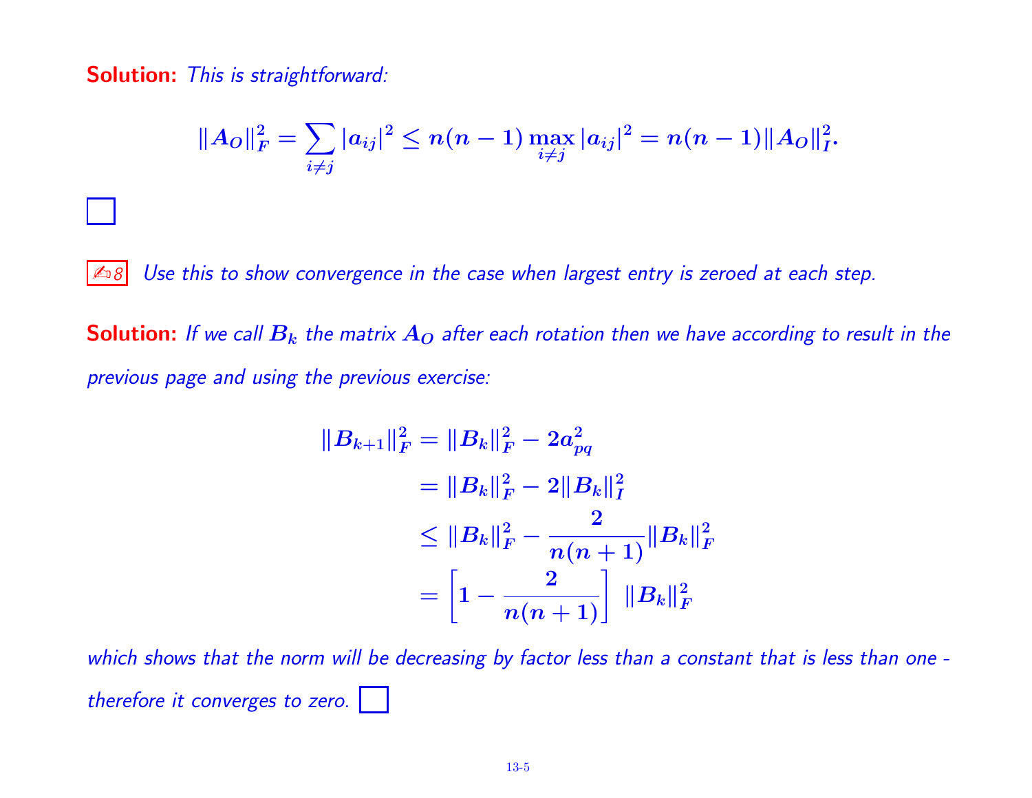**Solution:** *This is straightforward:*

$$\|A_O\|_F^2 = \sum_{i \neq j} |a_{ij}|^2 \leq n(n-1) \max_{i \neq j} |a_{ij}|^2 = n(n-1)\|A_O\|_I^2.$$

□

✍8 *Use this to show convergence in the case when largest entry is zeroed at each step.*

**Solution:** *If we call $B_k$ the matrix $A_O$ after each rotation then we have according to result in the previous page and using the previous exercise:*

$$\begin{aligned}
\|B_{k+1}\|_F^2 &= \|B_k\|_F^2 - 2a_{pq}^2 \\
&= \|B_k\|_F^2 - 2\|B_k\|_I^2 \\
&\leq \|B_k\|_F^2 - \frac{2}{n(n+1)}\|B_k\|_F^2 \\
&= \left[1 - \frac{2}{n(n+1)}\right] \|B_k\|_F^2
\end{aligned}$$

*which shows that the norm will be decreasing by factor less than a constant that is less than one - therefore it converges to zero.* □